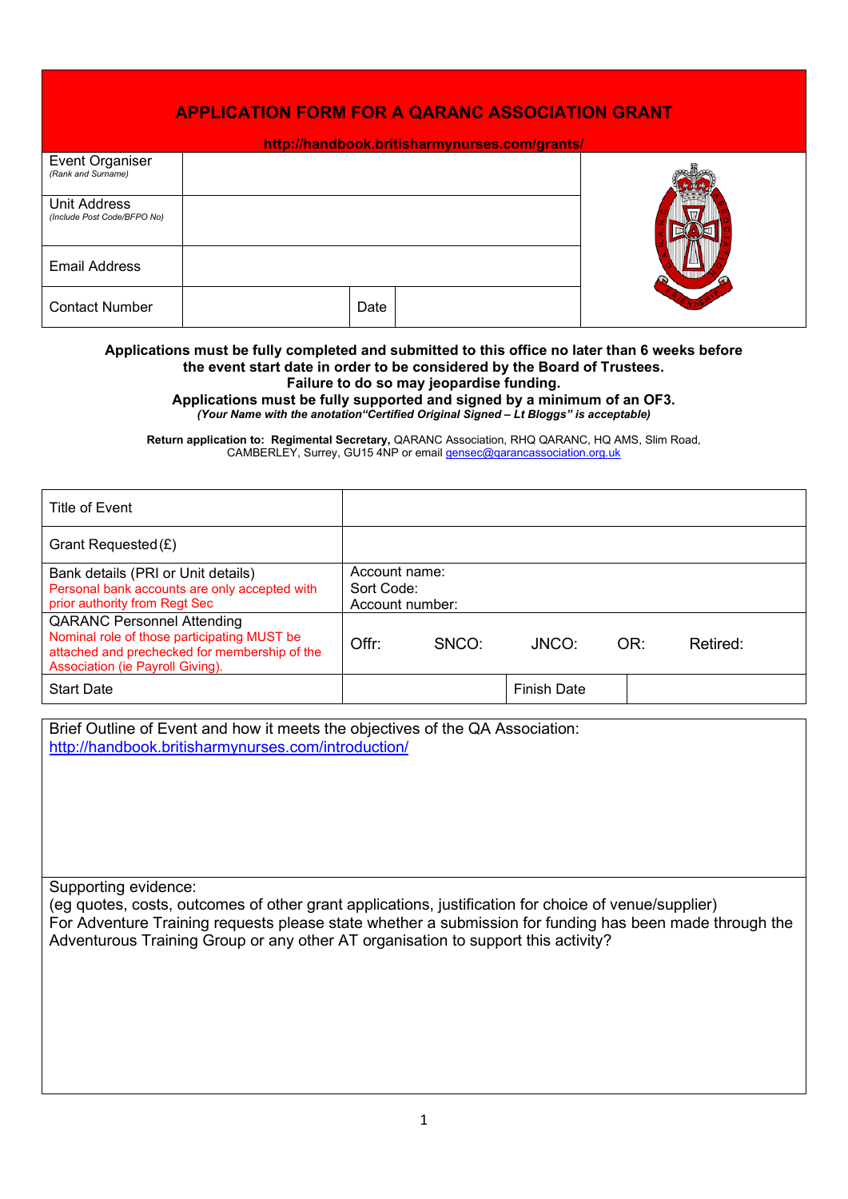# APPLICATION FORM FOR A QARANC ASSOCIATION GRANT

**http://handbook.britisharmynurses.com/grants/**

| | | | |
|---|---|---|---|
| Event Organiser *(Rank and Surname)* | | | |
| Unit Address *(Include Post Code/BFPO No)* | | | |
| Email Address | | | |
| Contact Number | | Date | |

**Applications must be fully completed and submitted to this office no later than 6 weeks before the event start date in order to be considered by the Board of Trustees.**
**Failure to do so may jeopardise funding.**
**Applications must be fully supported and signed by a minimum of an OF3.**
***(Your Name with the anotation"Certified Original Signed – Lt Bloggs" is acceptable)***

**Return application to: Regimental Secretary,** QARANC Association, RHQ QARANC, HQ AMS, Slim Road, CAMBERLEY, Surrey, GU15 4NP or email gensec@qarancassociation.org.uk

| | | | | | |
|---|---|---|---|---|---|
| Title of Event | | | | | |
| Grant Requested (£) | | | | | |
| Bank details (PRI or Unit details)<br>Personal bank accounts are only accepted with prior authority from Regt Sec | Account name:<br>Sort Code:<br>Account number: | | | | |
| QARANC Personnel Attending<br>Nominal role of those participating MUST be attached and prechecked for membership of the Association (ie Payroll Giving). | Offr: | SNCO: | JNCO: | OR: | Retired: |
| Start Date | | Finish Date | | | |

Brief Outline of Event and how it meets the objectives of the QA Association:
http://handbook.britisharmynurses.com/introduction/

Supporting evidence:
(eg quotes, costs, outcomes of other grant applications, justification for choice of venue/supplier)
For Adventure Training requests please state whether a submission for funding has been made through the Adventurous Training Group or any other AT organisation to support this activity?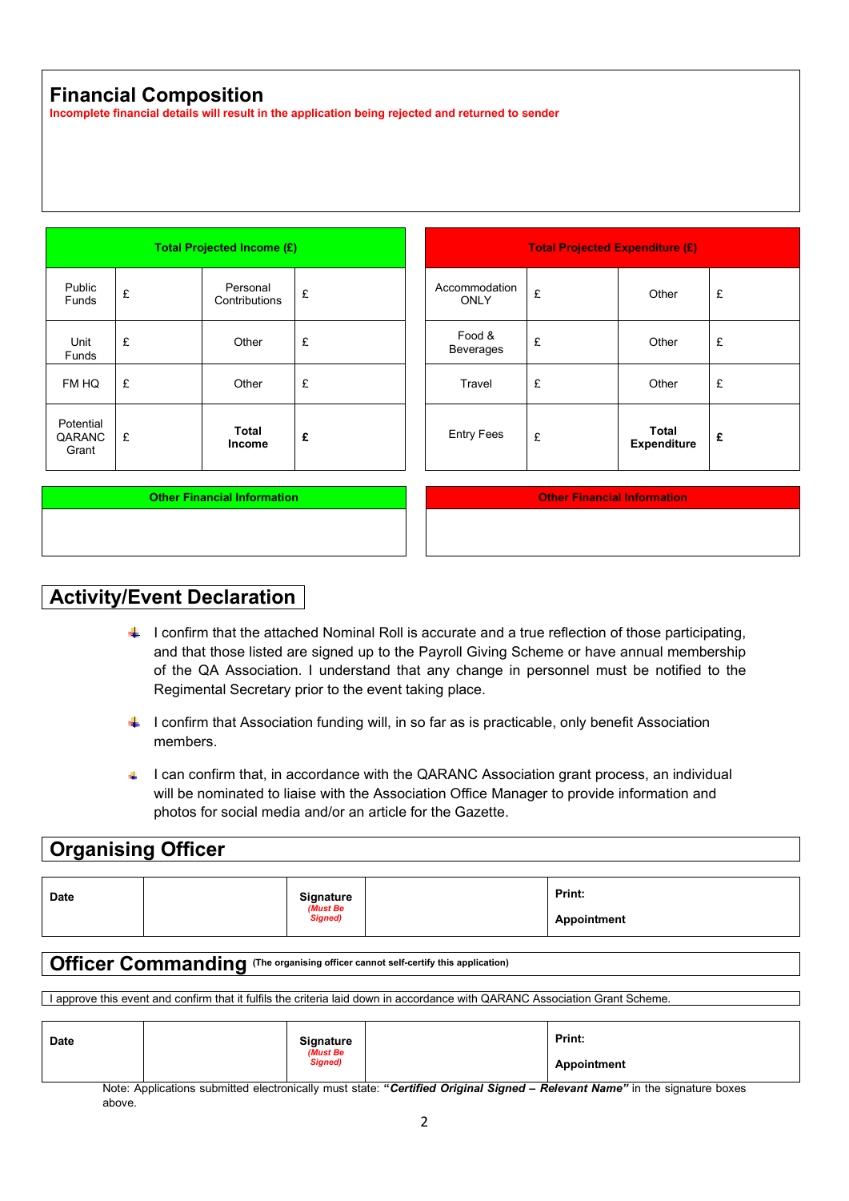## Financial Composition

**Incomplete financial details will result in the application being rejected and returned to sender**

| **Total Projected Income (£)** | | | |
|---|---|---|---|
| Public Funds | £ | Personal Contributions | £ |
| Unit Funds | £ | Other | £ |
| FM HQ | £ | Other | £ |
| Potential QARANC Grant | £ | **Total Income** | **£** |

| **Total Projected Expenditure (£)** | | | |
|---|---|---|---|
| Accommodation ONLY | £ | Other | £ |
| Food & Beverages | £ | Other | £ |
| Travel | £ | Other | £ |
| Entry Fees | £ | **Total Expenditure** | **£** |

| **Other Financial Information** |
|---|
| |

| **Other Financial Information** |
|---|
| |

## Activity/Event Declaration

- I confirm that the attached Nominal Roll is accurate and a true reflection of those participating, and that those listed are signed up to the Payroll Giving Scheme or have annual membership of the QA Association. I understand that any change in personnel must be notified to the Regimental Secretary prior to the event taking place.
- I confirm that Association funding will, in so far as is practicable, only benefit Association members.
- I can confirm that, in accordance with the QARANC Association grant process, an individual will be nominated to liaise with the Association Office Manager to provide information and photos for social media and/or an article for the Gazette.

## Organising Officer

| | | | | |
|---|---|---|---|---|
| **Date** | | **Signature** *(Must Be Signed)* | | **Print:** <br> **Appointment** |

## Officer Commanding (The organising officer cannot self-certify this application)

I approve this event and confirm that it fulfils the criteria laid down in accordance with QARANC Association Grant Scheme.

| | | | | |
|---|---|---|---|---|
| **Date** | | **Signature** *(Must Be Signed)* | | **Print:** <br> **Appointment** |

Note: Applications submitted electronically must state: **"*Certified Original Signed – Relevant Name*"** in the signature boxes above.